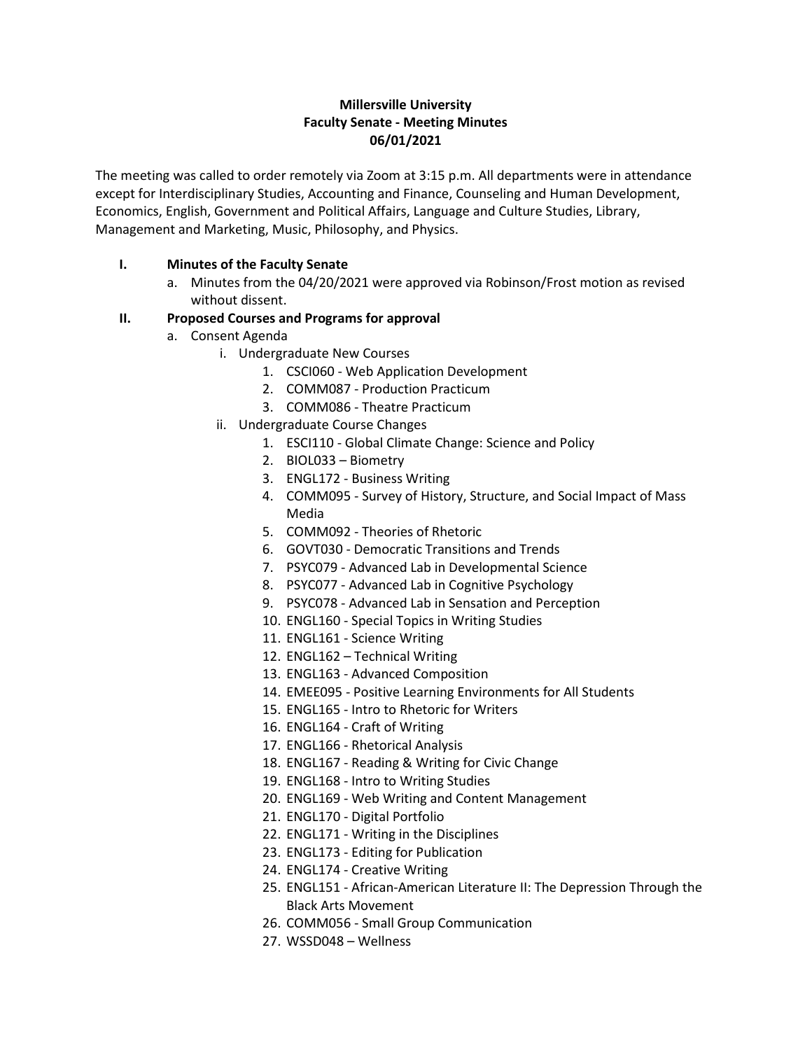**Millersville University**
**Faculty Senate - Meeting Minutes**
**06/01/2021**

The meeting was called to order remotely via Zoom at 3:15 p.m. All departments were in attendance except for Interdisciplinary Studies, Accounting and Finance, Counseling and Human Development, Economics, English, Government and Political Affairs, Language and Culture Studies, Library, Management and Marketing, Music, Philosophy, and Physics.

**I. Minutes of the Faculty Senate**

a. Minutes from the 04/20/2021 were approved via Robinson/Frost motion as revised without dissent.

**II. Proposed Courses and Programs for approval**

a. Consent Agenda

i. Undergraduate New Courses

1. CSCI060 - Web Application Development
2. COMM087 - Production Practicum
3. COMM086 - Theatre Practicum

ii. Undergraduate Course Changes

1. ESCI110 - Global Climate Change: Science and Policy
2. BIOL033 – Biometry
3. ENGL172 - Business Writing
4. COMM095 - Survey of History, Structure, and Social Impact of Mass Media
5. COMM092 - Theories of Rhetoric
6. GOVT030 - Democratic Transitions and Trends
7. PSYC079 - Advanced Lab in Developmental Science
8. PSYC077 - Advanced Lab in Cognitive Psychology
9. PSYC078 - Advanced Lab in Sensation and Perception
10. ENGL160 - Special Topics in Writing Studies
11. ENGL161 - Science Writing
12. ENGL162 – Technical Writing
13. ENGL163 - Advanced Composition
14. EMEE095 - Positive Learning Environments for All Students
15. ENGL165 - Intro to Rhetoric for Writers
16. ENGL164 - Craft of Writing
17. ENGL166 - Rhetorical Analysis
18. ENGL167 - Reading & Writing for Civic Change
19. ENGL168 - Intro to Writing Studies
20. ENGL169 - Web Writing and Content Management
21. ENGL170 - Digital Portfolio
22. ENGL171 - Writing in the Disciplines
23. ENGL173 - Editing for Publication
24. ENGL174 - Creative Writing
25. ENGL151 - African-American Literature II: The Depression Through the Black Arts Movement
26. COMM056 - Small Group Communication
27. WSSD048 – Wellness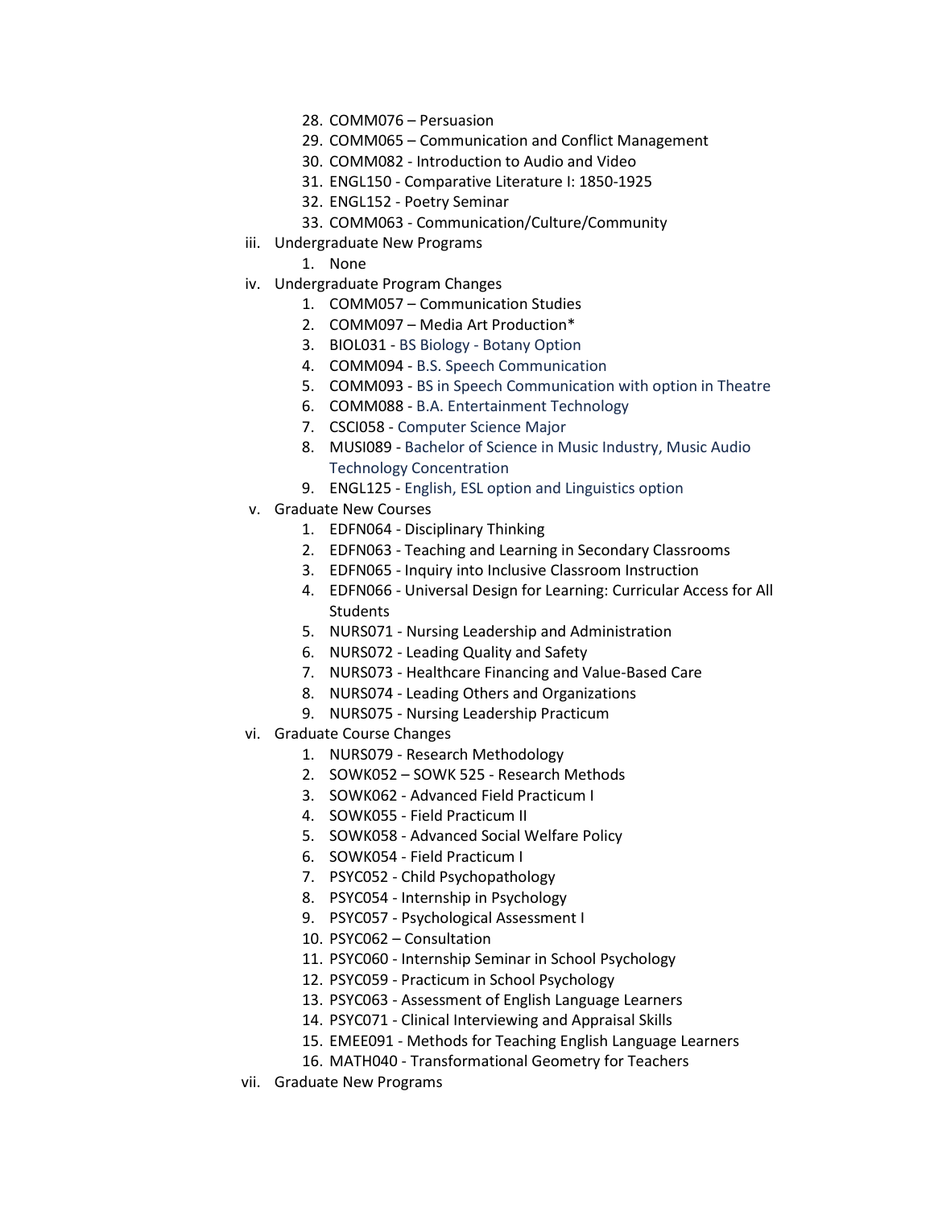28. COMM076 – Persuasion
29. COMM065 – Communication and Conflict Management
30. COMM082 - Introduction to Audio and Video
31. ENGL150 - Comparative Literature I: 1850-1925
32. ENGL152 - Poetry Seminar
33. COMM063 - Communication/Culture/Community

iii. Undergraduate New Programs
1. None

iv. Undergraduate Program Changes
1. COMM057 – Communication Studies
2. COMM097 – Media Art Production*
3. BIOL031 - BS Biology - Botany Option
4. COMM094 - B.S. Speech Communication
5. COMM093 - BS in Speech Communication with option in Theatre
6. COMM088 - B.A. Entertainment Technology
7. CSCI058 - Computer Science Major
8. MUSI089 - Bachelor of Science in Music Industry, Music Audio Technology Concentration
9. ENGL125 - English, ESL option and Linguistics option

v. Graduate New Courses
1. EDFN064 - Disciplinary Thinking
2. EDFN063 - Teaching and Learning in Secondary Classrooms
3. EDFN065 - Inquiry into Inclusive Classroom Instruction
4. EDFN066 - Universal Design for Learning: Curricular Access for All Students
5. NURS071 - Nursing Leadership and Administration
6. NURS072 - Leading Quality and Safety
7. NURS073 - Healthcare Financing and Value-Based Care
8. NURS074 - Leading Others and Organizations
9. NURS075 - Nursing Leadership Practicum

vi. Graduate Course Changes
1. NURS079 - Research Methodology
2. SOWK052 – SOWK 525 - Research Methods
3. SOWK062 - Advanced Field Practicum I
4. SOWK055 - Field Practicum II
5. SOWK058 - Advanced Social Welfare Policy
6. SOWK054 - Field Practicum I
7. PSYC052 - Child Psychopathology
8. PSYC054 - Internship in Psychology
9. PSYC057 - Psychological Assessment I
10. PSYC062 – Consultation
11. PSYC060 - Internship Seminar in School Psychology
12. PSYC059 - Practicum in School Psychology
13. PSYC063 - Assessment of English Language Learners
14. PSYC071 - Clinical Interviewing and Appraisal Skills
15. EMEE091 - Methods for Teaching English Language Learners
16. MATH040 - Transformational Geometry for Teachers

vii. Graduate New Programs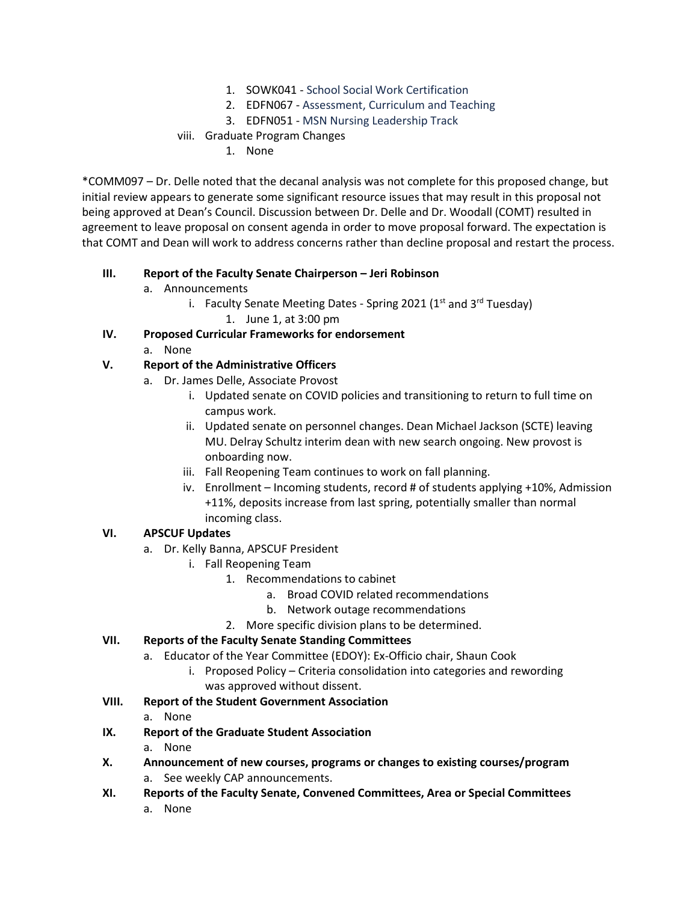1. SOWK041 - School Social Work Certification
2. EDFN067 - Assessment, Curriculum and Teaching
3. EDFN051 - MSN Nursing Leadership Track

viii. Graduate Program Changes

1. None

*COMM097 – Dr. Delle noted that the decanal analysis was not complete for this proposed change, but initial review appears to generate some significant resource issues that may result in this proposal not being approved at Dean's Council. Discussion between Dr. Delle and Dr. Woodall (COMT) resulted in agreement to leave proposal on consent agenda in order to move proposal forward. The expectation is that COMT and Dean will work to address concerns rather than decline proposal and restart the process.

**III. Report of the Faculty Senate Chairperson – Jeri Robinson**

a. Announcements
   i. Faculty Senate Meeting Dates - Spring 2021 (1st and 3rd Tuesday)
      1. June 1, at 3:00 pm

**IV. Proposed Curricular Frameworks for endorsement**

a. None

**V. Report of the Administrative Officers**

a. Dr. James Delle, Associate Provost
   i. Updated senate on COVID policies and transitioning to return to full time on campus work.
   ii. Updated senate on personnel changes. Dean Michael Jackson (SCTE) leaving MU. Delray Schultz interim dean with new search ongoing. New provost is onboarding now.
   iii. Fall Reopening Team continues to work on fall planning.
   iv. Enrollment – Incoming students, record # of students applying +10%, Admission +11%, deposits increase from last spring, potentially smaller than normal incoming class.

**VI. APSCUF Updates**

a. Dr. Kelly Banna, APSCUF President
   i. Fall Reopening Team
      1. Recommendations to cabinet
         a. Broad COVID related recommendations
         b. Network outage recommendations
      2. More specific division plans to be determined.

**VII. Reports of the Faculty Senate Standing Committees**

a. Educator of the Year Committee (EDOY): Ex-Officio chair, Shaun Cook
   i. Proposed Policy – Criteria consolidation into categories and rewording was approved without dissent.

**VIII. Report of the Student Government Association**

a. None

**IX. Report of the Graduate Student Association**

a. None

**X. Announcement of new courses, programs or changes to existing courses/program**

a. See weekly CAP announcements.

**XI. Reports of the Faculty Senate, Convened Committees, Area or Special Committees**

a. None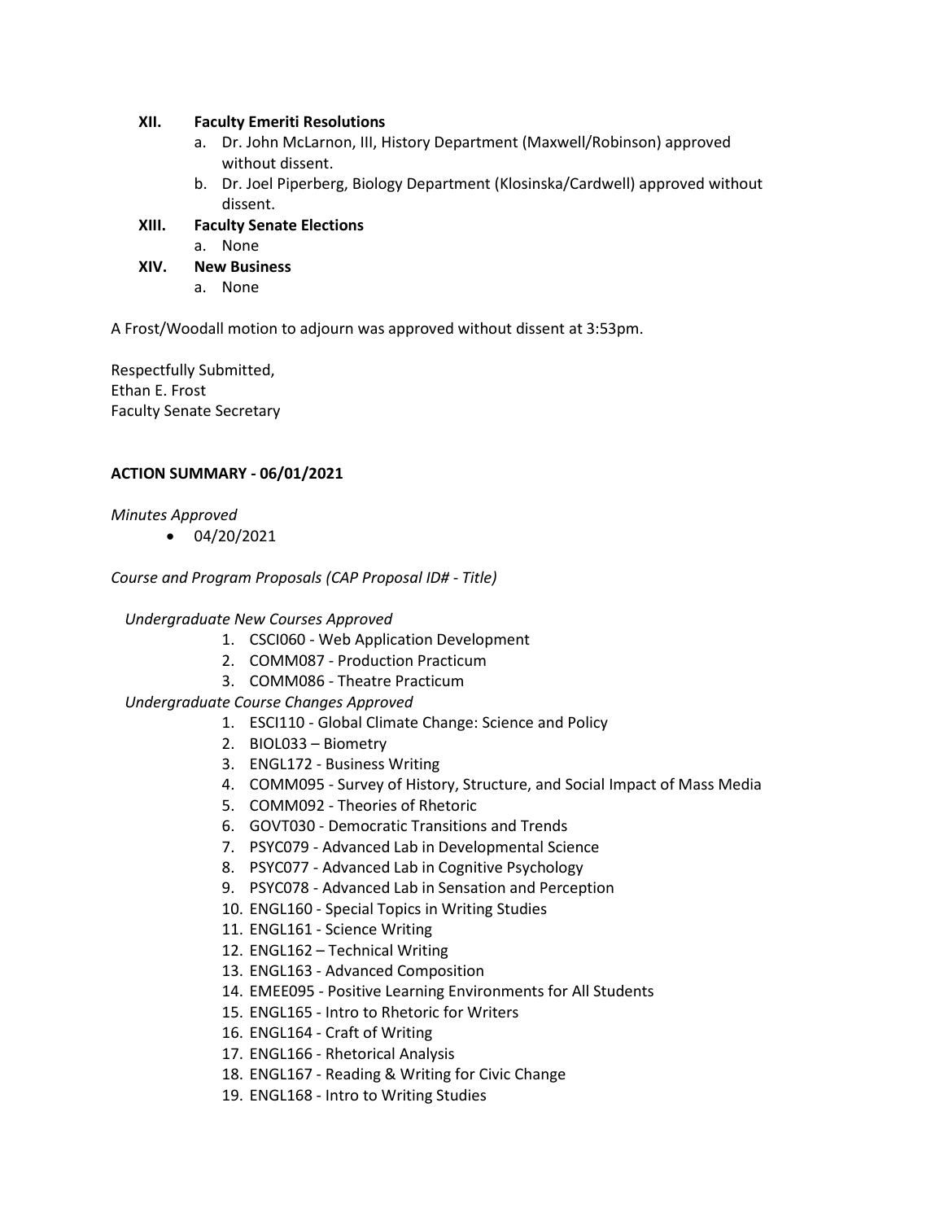**XII. Faculty Emeriti Resolutions**

a. Dr. John McLarnon, III, History Department (Maxwell/Robinson) approved without dissent.
b. Dr. Joel Piperberg, Biology Department (Klosinska/Cardwell) approved without dissent.

**XIII. Faculty Senate Elections**

a. None

**XIV. New Business**

a. None

A Frost/Woodall motion to adjourn was approved without dissent at 3:53pm.

Respectfully Submitted,
Ethan E. Frost
Faculty Senate Secretary

**ACTION SUMMARY - 06/01/2021**

*Minutes Approved*

- 04/20/2021

*Course and Program Proposals (CAP Proposal ID# - Title)*

*Undergraduate New Courses Approved*

1. CSCI060 - Web Application Development
2. COMM087 - Production Practicum
3. COMM086 - Theatre Practicum

*Undergraduate Course Changes Approved*

1. ESCI110 - Global Climate Change: Science and Policy
2. BIOL033 – Biometry
3. ENGL172 - Business Writing
4. COMM095 - Survey of History, Structure, and Social Impact of Mass Media
5. COMM092 - Theories of Rhetoric
6. GOVT030 - Democratic Transitions and Trends
7. PSYC079 - Advanced Lab in Developmental Science
8. PSYC077 - Advanced Lab in Cognitive Psychology
9. PSYC078 - Advanced Lab in Sensation and Perception
10. ENGL160 - Special Topics in Writing Studies
11. ENGL161 - Science Writing
12. ENGL162 – Technical Writing
13. ENGL163 - Advanced Composition
14. EMEE095 - Positive Learning Environments for All Students
15. ENGL165 - Intro to Rhetoric for Writers
16. ENGL164 - Craft of Writing
17. ENGL166 - Rhetorical Analysis
18. ENGL167 - Reading & Writing for Civic Change
19. ENGL168 - Intro to Writing Studies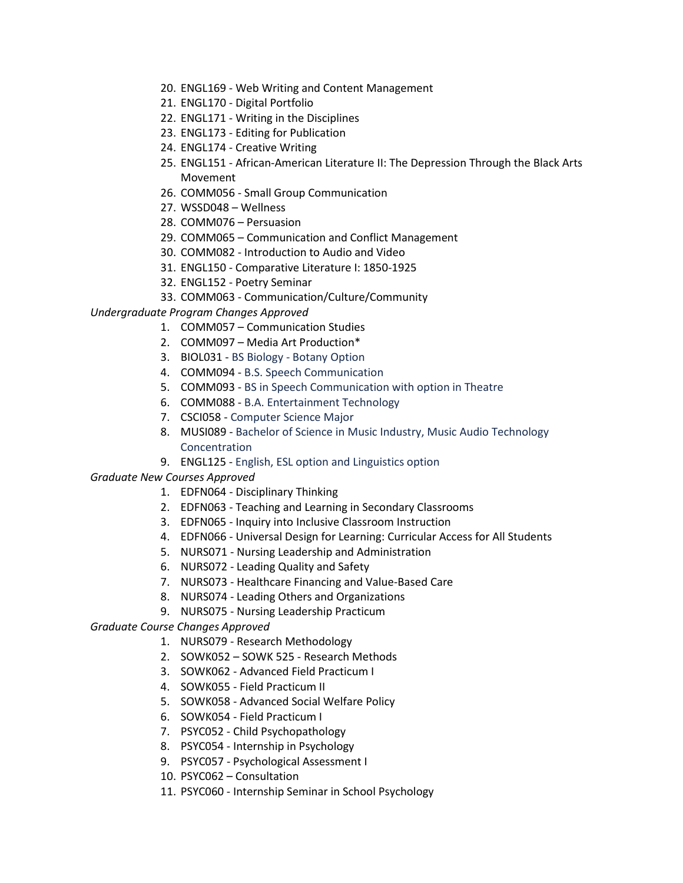20. ENGL169 - Web Writing and Content Management
21. ENGL170 - Digital Portfolio
22. ENGL171 - Writing in the Disciplines
23. ENGL173 - Editing for Publication
24. ENGL174 - Creative Writing
25. ENGL151 - African-American Literature II: The Depression Through the Black Arts Movement
26. COMM056 - Small Group Communication
27. WSSD048 – Wellness
28. COMM076 – Persuasion
29. COMM065 – Communication and Conflict Management
30. COMM082 - Introduction to Audio and Video
31. ENGL150 - Comparative Literature I: 1850-1925
32. ENGL152 - Poetry Seminar
33. COMM063 - Communication/Culture/Community

*Undergraduate Program Changes Approved*

1. COMM057 – Communication Studies
2. COMM097 – Media Art Production*
3. BIOL031 - BS Biology - Botany Option
4. COMM094 - B.S. Speech Communication
5. COMM093 - BS in Speech Communication with option in Theatre
6. COMM088 - B.A. Entertainment Technology
7. CSCI058 - Computer Science Major
8. MUSI089 - Bachelor of Science in Music Industry, Music Audio Technology Concentration
9. ENGL125 - English, ESL option and Linguistics option

*Graduate New Courses Approved*

1. EDFN064 - Disciplinary Thinking
2. EDFN063 - Teaching and Learning in Secondary Classrooms
3. EDFN065 - Inquiry into Inclusive Classroom Instruction
4. EDFN066 - Universal Design for Learning: Curricular Access for All Students
5. NURS071 - Nursing Leadership and Administration
6. NURS072 - Leading Quality and Safety
7. NURS073 - Healthcare Financing and Value-Based Care
8. NURS074 - Leading Others and Organizations
9. NURS075 - Nursing Leadership Practicum

*Graduate Course Changes Approved*

1. NURS079 - Research Methodology
2. SOWK052 – SOWK 525 - Research Methods
3. SOWK062 - Advanced Field Practicum I
4. SOWK055 - Field Practicum II
5. SOWK058 - Advanced Social Welfare Policy
6. SOWK054 - Field Practicum I
7. PSYC052 - Child Psychopathology
8. PSYC054 - Internship in Psychology
9. PSYC057 - Psychological Assessment I
10. PSYC062 – Consultation
11. PSYC060 - Internship Seminar in School Psychology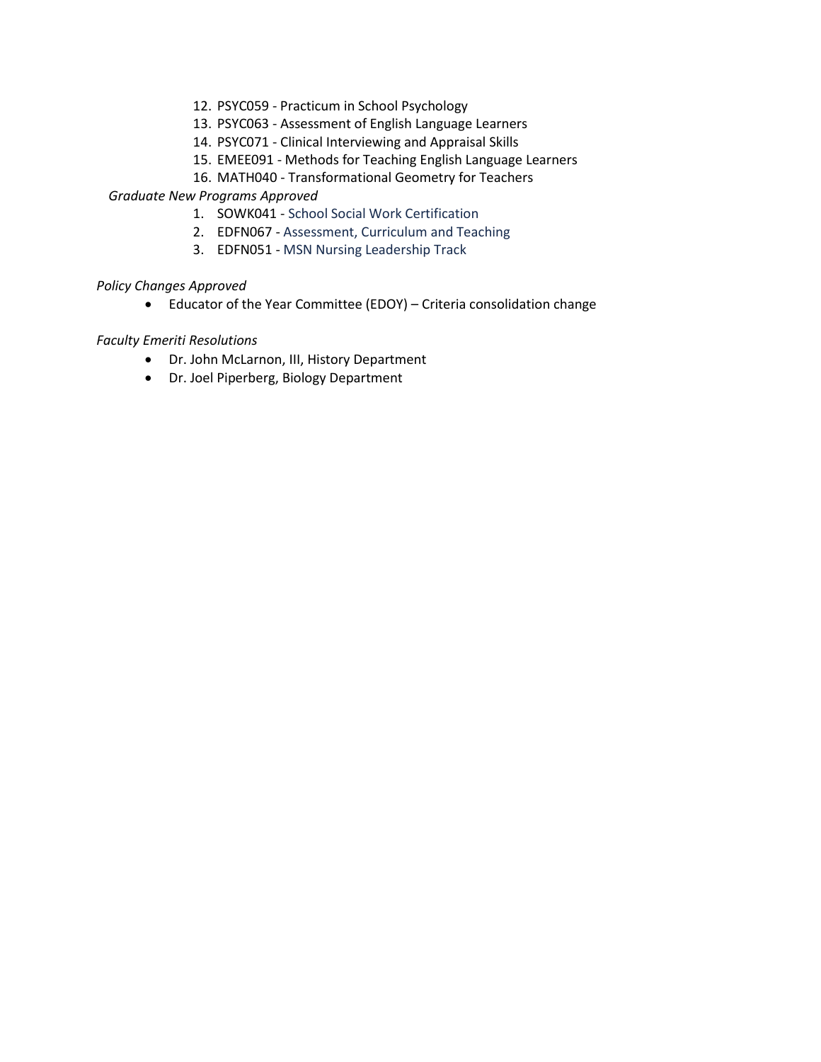12. PSYC059 - Practicum in School Psychology
13. PSYC063 - Assessment of English Language Learners
14. PSYC071 - Clinical Interviewing and Appraisal Skills
15. EMEE091 - Methods for Teaching English Language Learners
16. MATH040 - Transformational Geometry for Teachers

*Graduate New Programs Approved*

1. SOWK041 - School Social Work Certification
2. EDFN067 - Assessment, Curriculum and Teaching
3. EDFN051 - MSN Nursing Leadership Track

*Policy Changes Approved*

- Educator of the Year Committee (EDOY) – Criteria consolidation change

*Faculty Emeriti Resolutions*

- Dr. John McLarnon, III, History Department
- Dr. Joel Piperberg, Biology Department